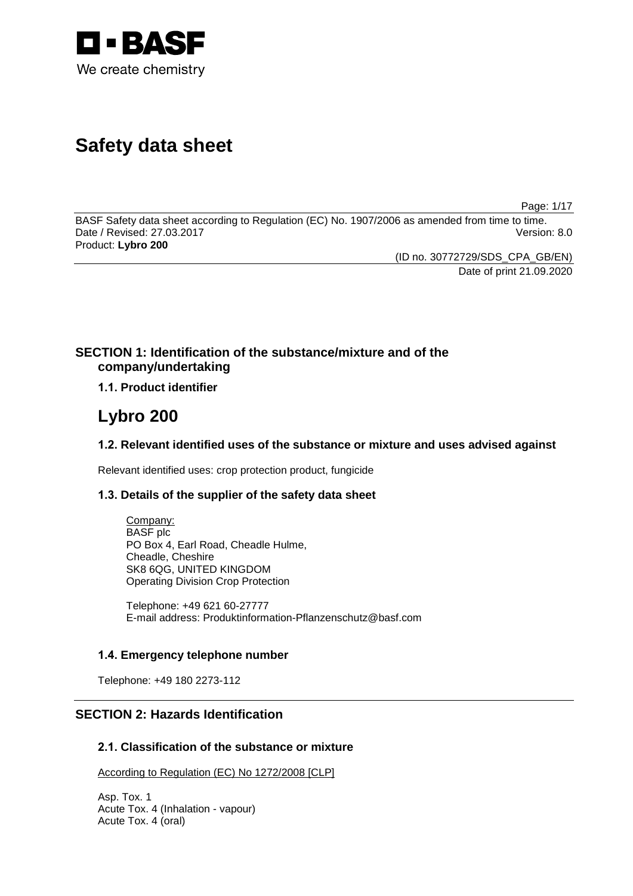# Safety data sheet

BASF Safety data sheet according to Regulation (EC) No. 1907/2006 as amended from time to time.
Date / Revised: 27.03.2017 Version: 8.0
Product: **Lybro 200**

(ID no. 30772729/SDS_CPA_GB/EN)
Date of print 21.09.2020

## SECTION 1: Identification of the substance/mixture and of the company/undertaking

### 1.1. Product identifier

# Lybro 200

### 1.2. Relevant identified uses of the substance or mixture and uses advised against

Relevant identified uses: crop protection product, fungicide

### 1.3. Details of the supplier of the safety data sheet

Company:
BASF plc
PO Box 4, Earl Road, Cheadle Hulme,
Cheadle, Cheshire
SK8 6QG, UNITED KINGDOM
Operating Division Crop Protection

Telephone: +49 621 60-27777
E-mail address: Produktinformation-Pflanzenschutz@basf.com

### 1.4. Emergency telephone number

Telephone: +49 180 2273-112

## SECTION 2: Hazards Identification

### 2.1. Classification of the substance or mixture

According to Regulation (EC) No 1272/2008 [CLP]

Asp. Tox. 1
Acute Tox. 4 (Inhalation - vapour)
Acute Tox. 4 (oral)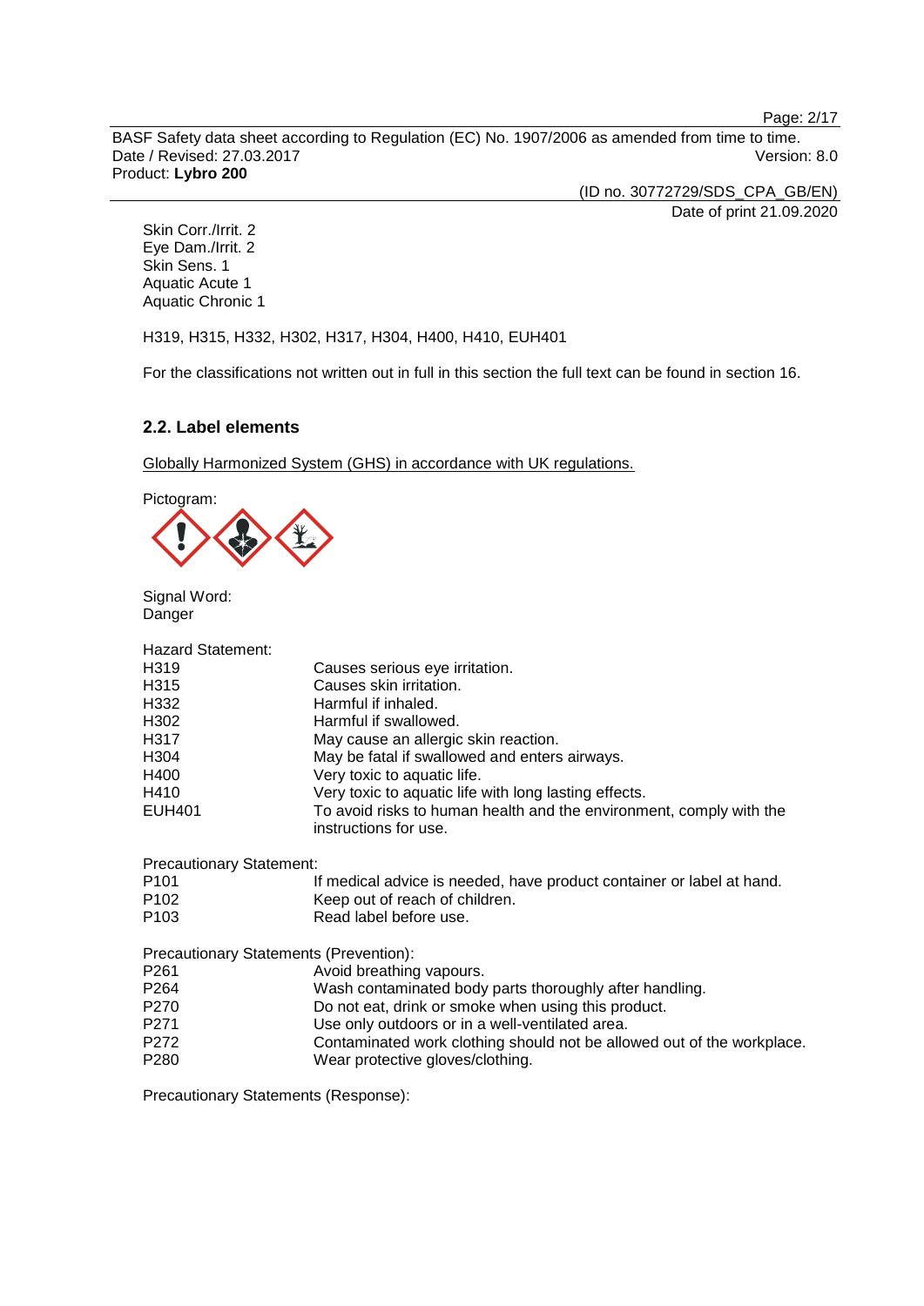Skin Corr./Irrit. 2
Eye Dam./Irrit. 2
Skin Sens. 1
Aquatic Acute 1
Aquatic Chronic 1

H319, H315, H332, H302, H317, H304, H400, H410, EUH401

For the classifications not written out in full in this section the full text can be found in section 16.

### 2.2. Label elements

Globally Harmonized System (GHS) in accordance with UK regulations.

Pictogram:

Signal Word:
Danger

Hazard Statement:

| | |
|---|---|
| H319 | Causes serious eye irritation. |
| H315 | Causes skin irritation. |
| H332 | Harmful if inhaled. |
| H302 | Harmful if swallowed. |
| H317 | May cause an allergic skin reaction. |
| H304 | May be fatal if swallowed and enters airways. |
| H400 | Very toxic to aquatic life. |
| H410 | Very toxic to aquatic life with long lasting effects. |
| EUH401 | To avoid risks to human health and the environment, comply with the instructions for use. |

Precautionary Statement:

| | |
|---|---|
| P101 | If medical advice is needed, have product container or label at hand. |
| P102 | Keep out of reach of children. |
| P103 | Read label before use. |

Precautionary Statements (Prevention):

| | |
|---|---|
| P261 | Avoid breathing vapours. |
| P264 | Wash contaminated body parts thoroughly after handling. |
| P270 | Do not eat, drink or smoke when using this product. |
| P271 | Use only outdoors or in a well-ventilated area. |
| P272 | Contaminated work clothing should not be allowed out of the workplace. |
| P280 | Wear protective gloves/clothing. |

Precautionary Statements (Response):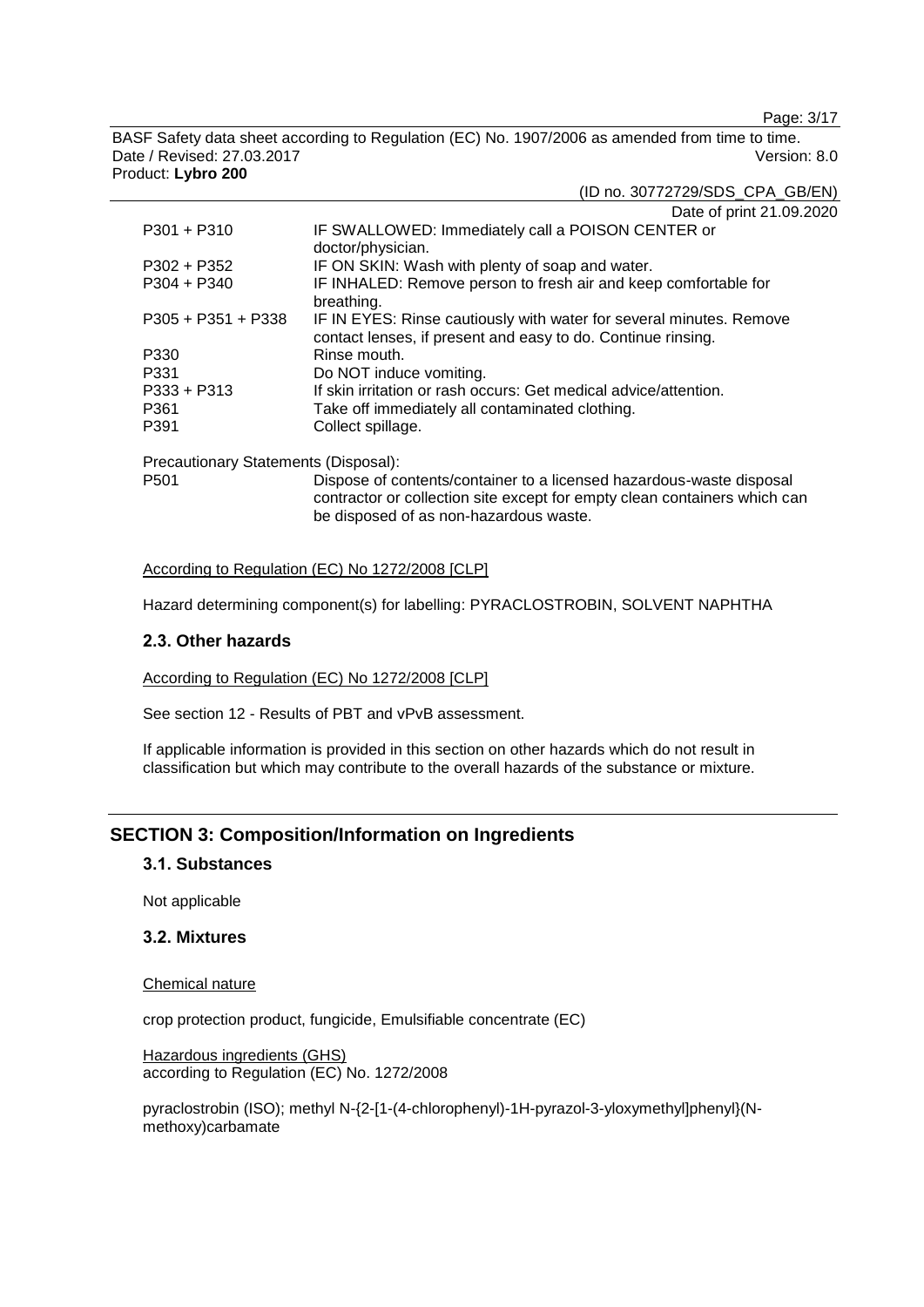| | |
|---|---|
| P301 + P310 | IF SWALLOWED: Immediately call a POISON CENTER or doctor/physician. |
| P302 + P352 | IF ON SKIN: Wash with plenty of soap and water. |
| P304 + P340 | IF INHALED: Remove person to fresh air and keep comfortable for breathing. |
| P305 + P351 + P338 | IF IN EYES: Rinse cautiously with water for several minutes. Remove contact lenses, if present and easy to do. Continue rinsing. |
| P330 | Rinse mouth. |
| P331 | Do NOT induce vomiting. |
| P333 + P313 | If skin irritation or rash occurs: Get medical advice/attention. |
| P361 | Take off immediately all contaminated clothing. |
| P391 | Collect spillage. |

Precautionary Statements (Disposal):

| | |
|---|---|
| P501 | Dispose of contents/container to a licensed hazardous-waste disposal contractor or collection site except for empty clean containers which can be disposed of as non-hazardous waste. |

According to Regulation (EC) No 1272/2008 [CLP]

Hazard determining component(s) for labelling: PYRACLOSTROBIN, SOLVENT NAPHTHA

### 2.3. Other hazards

According to Regulation (EC) No 1272/2008 [CLP]

See section 12 - Results of PBT and vPvB assessment.

If applicable information is provided in this section on other hazards which do not result in classification but which may contribute to the overall hazards of the substance or mixture.

## SECTION 3: Composition/Information on Ingredients

### 3.1. Substances

Not applicable

### 3.2. Mixtures

Chemical nature

crop protection product, fungicide, Emulsifiable concentrate (EC)

Hazardous ingredients (GHS)
according to Regulation (EC) No. 1272/2008

pyraclostrobin (ISO); methyl N-{2-[1-(4-chlorophenyl)-1H-pyrazol-3-yloxymethyl]phenyl}(N-methoxy)carbamate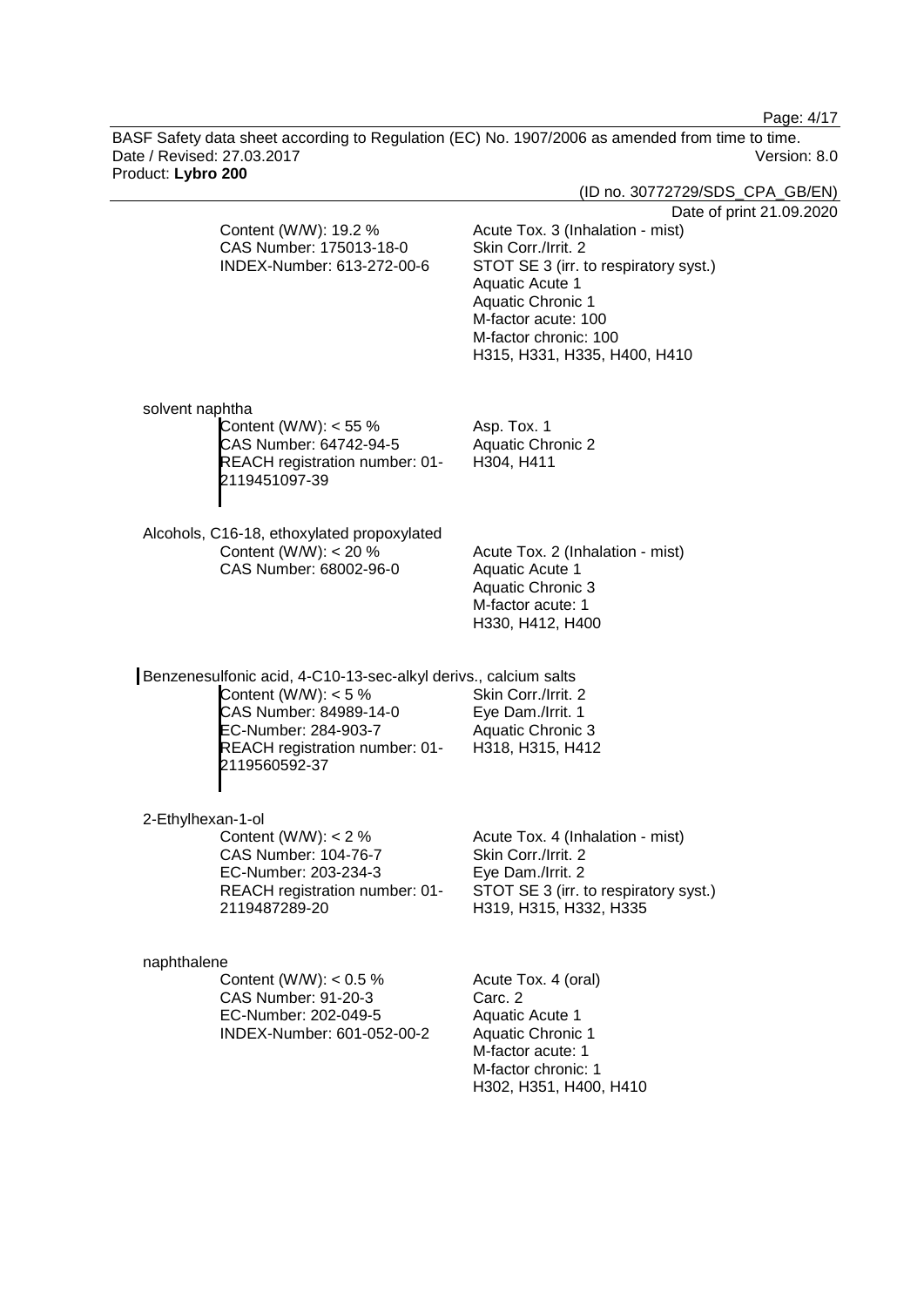Content (W/W): 19.2 %
CAS Number: 175013-18-0
INDEX-Number: 613-272-00-6

Acute Tox. 3 (Inhalation - mist)
Skin Corr./Irrit. 2
STOT SE 3 (irr. to respiratory syst.)
Aquatic Acute 1
Aquatic Chronic 1
M-factor acute: 100
M-factor chronic: 100
H315, H331, H335, H400, H410

solvent naphtha

Content (W/W): < 55 %
CAS Number: 64742-94-5
REACH registration number: 01-2119451097-39

Asp. Tox. 1
Aquatic Chronic 2
H304, H411

Alcohols, C16-18, ethoxylated propoxylated

Content (W/W): < 20 %
CAS Number: 68002-96-0

Acute Tox. 2 (Inhalation - mist)
Aquatic Acute 1
Aquatic Chronic 3
M-factor acute: 1
H330, H412, H400

Benzenesulfonic acid, 4-C10-13-sec-alkyl derivs., calcium salts

Content (W/W): < 5 %
CAS Number: 84989-14-0
EC-Number: 284-903-7
REACH registration number: 01-2119560592-37

Skin Corr./Irrit. 2
Eye Dam./Irrit. 1
Aquatic Chronic 3
H318, H315, H412

2-Ethylhexan-1-ol

Content (W/W): < 2 %
CAS Number: 104-76-7
EC-Number: 203-234-3
REACH registration number: 01-2119487289-20

Acute Tox. 4 (Inhalation - mist)
Skin Corr./Irrit. 2
Eye Dam./Irrit. 2
STOT SE 3 (irr. to respiratory syst.)
H319, H315, H332, H335

naphthalene

Content (W/W): < 0.5 %
CAS Number: 91-20-3
EC-Number: 202-049-5
INDEX-Number: 601-052-00-2

Acute Tox. 4 (oral)
Carc. 2
Aquatic Acute 1
Aquatic Chronic 1
M-factor acute: 1
M-factor chronic: 1
H302, H351, H400, H410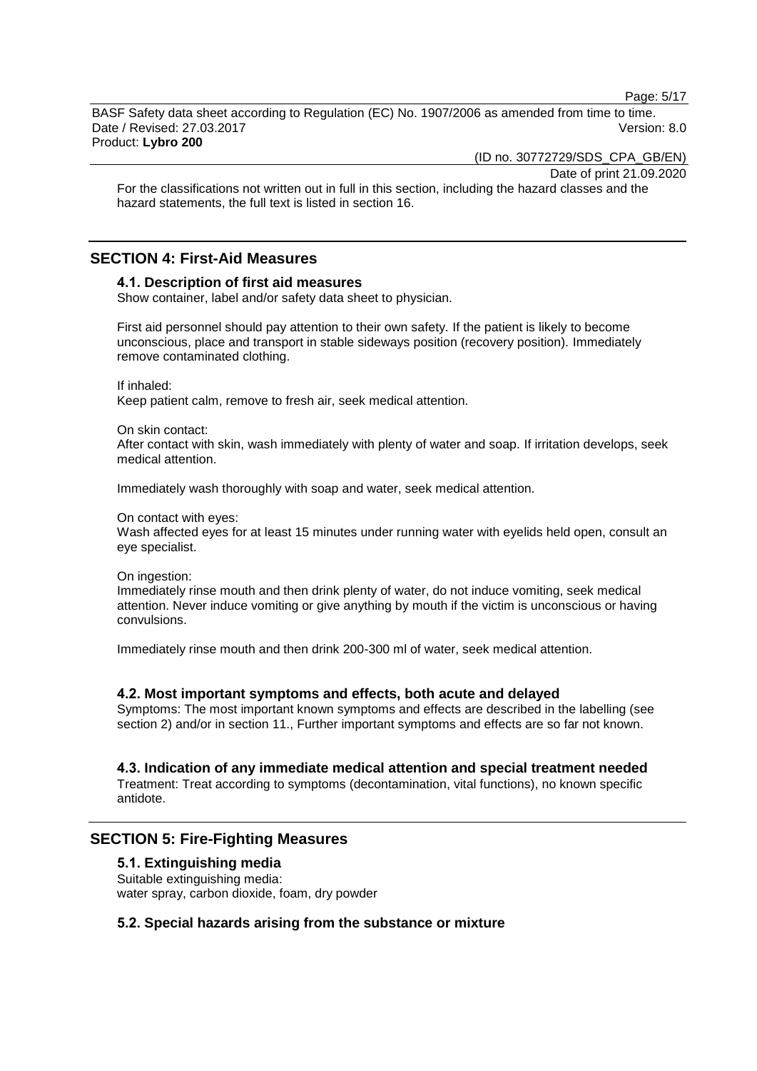For the classifications not written out in full in this section, including the hazard classes and the hazard statements, the full text is listed in section 16.

## SECTION 4: First-Aid Measures

### 4.1. Description of first aid measures

Show container, label and/or safety data sheet to physician.

First aid personnel should pay attention to their own safety. If the patient is likely to become unconscious, place and transport in stable sideways position (recovery position). Immediately remove contaminated clothing.

If inhaled:
Keep patient calm, remove to fresh air, seek medical attention.

On skin contact:
After contact with skin, wash immediately with plenty of water and soap. If irritation develops, seek medical attention.

Immediately wash thoroughly with soap and water, seek medical attention.

On contact with eyes:
Wash affected eyes for at least 15 minutes under running water with eyelids held open, consult an eye specialist.

On ingestion:
Immediately rinse mouth and then drink plenty of water, do not induce vomiting, seek medical attention. Never induce vomiting or give anything by mouth if the victim is unconscious or having convulsions.

Immediately rinse mouth and then drink 200-300 ml of water, seek medical attention.

### 4.2. Most important symptoms and effects, both acute and delayed

Symptoms: The most important known symptoms and effects are described in the labelling (see section 2) and/or in section 11., Further important symptoms and effects are so far not known.

### 4.3. Indication of any immediate medical attention and special treatment needed

Treatment: Treat according to symptoms (decontamination, vital functions), no known specific antidote.

## SECTION 5: Fire-Fighting Measures

### 5.1. Extinguishing media

Suitable extinguishing media:
water spray, carbon dioxide, foam, dry powder

### 5.2. Special hazards arising from the substance or mixture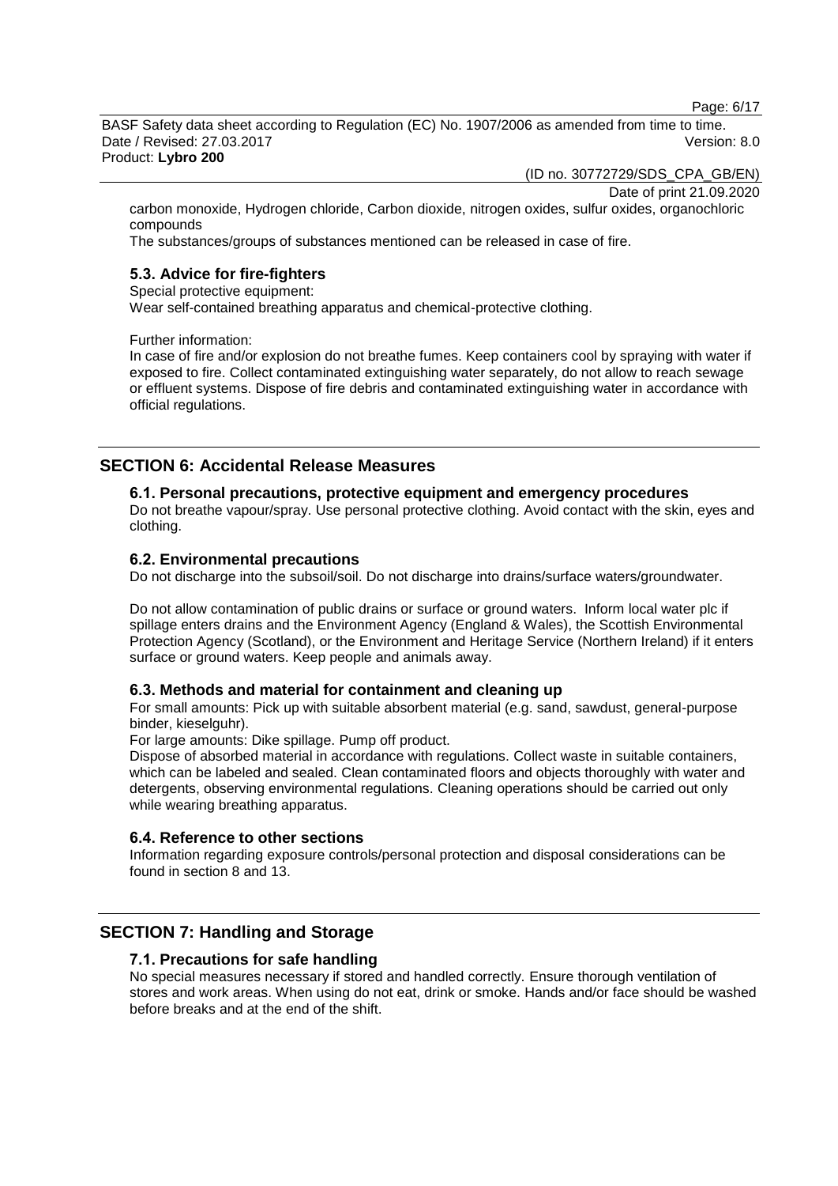carbon monoxide, Hydrogen chloride, Carbon dioxide, nitrogen oxides, sulfur oxides, organochloric compounds

The substances/groups of substances mentioned can be released in case of fire.

### 5.3. Advice for fire-fighters

Special protective equipment:

Wear self-contained breathing apparatus and chemical-protective clothing.

Further information:

In case of fire and/or explosion do not breathe fumes. Keep containers cool by spraying with water if exposed to fire. Collect contaminated extinguishing water separately, do not allow to reach sewage or effluent systems. Dispose of fire debris and contaminated extinguishing water in accordance with official regulations.

## SECTION 6: Accidental Release Measures

### 6.1. Personal precautions, protective equipment and emergency procedures

Do not breathe vapour/spray. Use personal protective clothing. Avoid contact with the skin, eyes and clothing.

### 6.2. Environmental precautions

Do not discharge into the subsoil/soil. Do not discharge into drains/surface waters/groundwater.

Do not allow contamination of public drains or surface or ground waters. Inform local water plc if spillage enters drains and the Environment Agency (England & Wales), the Scottish Environmental Protection Agency (Scotland), or the Environment and Heritage Service (Northern Ireland) if it enters surface or ground waters. Keep people and animals away.

### 6.3. Methods and material for containment and cleaning up

For small amounts: Pick up with suitable absorbent material (e.g. sand, sawdust, general-purpose binder, kieselguhr).

For large amounts: Dike spillage. Pump off product.

Dispose of absorbed material in accordance with regulations. Collect waste in suitable containers, which can be labeled and sealed. Clean contaminated floors and objects thoroughly with water and detergents, observing environmental regulations. Cleaning operations should be carried out only while wearing breathing apparatus.

### 6.4. Reference to other sections

Information regarding exposure controls/personal protection and disposal considerations can be found in section 8 and 13.

## SECTION 7: Handling and Storage

### 7.1. Precautions for safe handling

No special measures necessary if stored and handled correctly. Ensure thorough ventilation of stores and work areas. When using do not eat, drink or smoke. Hands and/or face should be washed before breaks and at the end of the shift.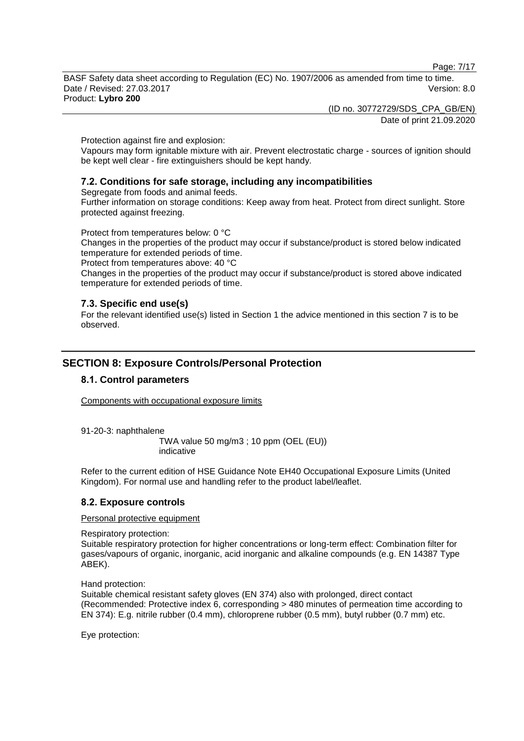Protection against fire and explosion:
Vapours may form ignitable mixture with air. Prevent electrostatic charge - sources of ignition should be kept well clear - fire extinguishers should be kept handy.

### 7.2. Conditions for safe storage, including any incompatibilities

Segregate from foods and animal feeds.
Further information on storage conditions: Keep away from heat. Protect from direct sunlight. Store protected against freezing.

Protect from temperatures below: 0 °C
Changes in the properties of the product may occur if substance/product is stored below indicated temperature for extended periods of time.
Protect from temperatures above: 40 °C
Changes in the properties of the product may occur if substance/product is stored above indicated temperature for extended periods of time.

### 7.3. Specific end use(s)

For the relevant identified use(s) listed in Section 1 the advice mentioned in this section 7 is to be observed.

## SECTION 8: Exposure Controls/Personal Protection

### 8.1. Control parameters

Components with occupational exposure limits

91-20-3: naphthalene
TWA value 50 mg/m3 ; 10 ppm (OEL (EU))
indicative

Refer to the current edition of HSE Guidance Note EH40 Occupational Exposure Limits (United Kingdom). For normal use and handling refer to the product label/leaflet.

### 8.2. Exposure controls

Personal protective equipment

Respiratory protection:
Suitable respiratory protection for higher concentrations or long-term effect: Combination filter for gases/vapours of organic, inorganic, acid inorganic and alkaline compounds (e.g. EN 14387 Type ABEK).

Hand protection:
Suitable chemical resistant safety gloves (EN 374) also with prolonged, direct contact (Recommended: Protective index 6, corresponding > 480 minutes of permeation time according to EN 374): E.g. nitrile rubber (0.4 mm), chloroprene rubber (0.5 mm), butyl rubber (0.7 mm) etc.

Eye protection: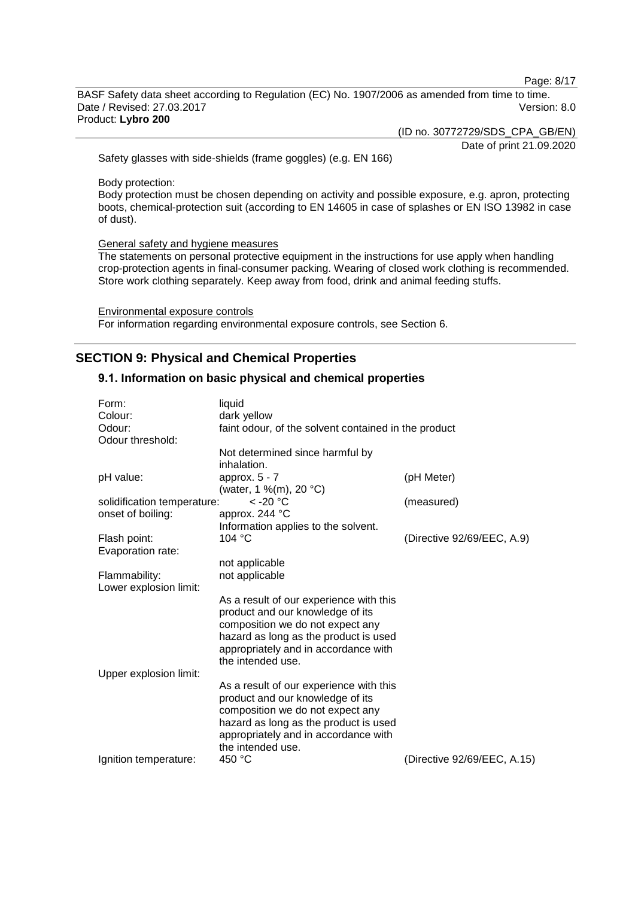Safety glasses with side-shields (frame goggles) (e.g. EN 166)

Body protection:
Body protection must be chosen depending on activity and possible exposure, e.g. apron, protecting boots, chemical-protection suit (according to EN 14605 in case of splashes or EN ISO 13982 in case of dust).

General safety and hygiene measures
The statements on personal protective equipment in the instructions for use apply when handling crop-protection agents in final-consumer packing. Wearing of closed work clothing is recommended. Store work clothing separately. Keep away from food, drink and animal feeding stuffs.

Environmental exposure controls
For information regarding environmental exposure controls, see Section 6.

## SECTION 9: Physical and Chemical Properties

### 9.1. Information on basic physical and chemical properties

| | | |
|---|---|---|
| Form: | liquid | |
| Colour: | dark yellow | |
| Odour: | faint odour, of the solvent contained in the product | |
| Odour threshold: | | |
| | Not determined since harmful by inhalation. | |
| pH value: | approx. 5 - 7 (water, 1 %(m), 20 °C) | (pH Meter) |
| solidification temperature: | < -20 °C | (measured) |
| onset of boiling: | approx. 244 °C Information applies to the solvent. | |
| Flash point: | 104 °C | (Directive 92/69/EEC, A.9) |
| Evaporation rate: | | |
| | not applicable | |
| Flammability: | not applicable | |
| Lower explosion limit: | | |
| | As a result of our experience with this product and our knowledge of its composition we do not expect any hazard as long as the product is used appropriately and in accordance with the intended use. | |
| Upper explosion limit: | | |
| | As a result of our experience with this product and our knowledge of its composition we do not expect any hazard as long as the product is used appropriately and in accordance with the intended use. | |
| Ignition temperature: | 450 °C | (Directive 92/69/EEC, A.15) |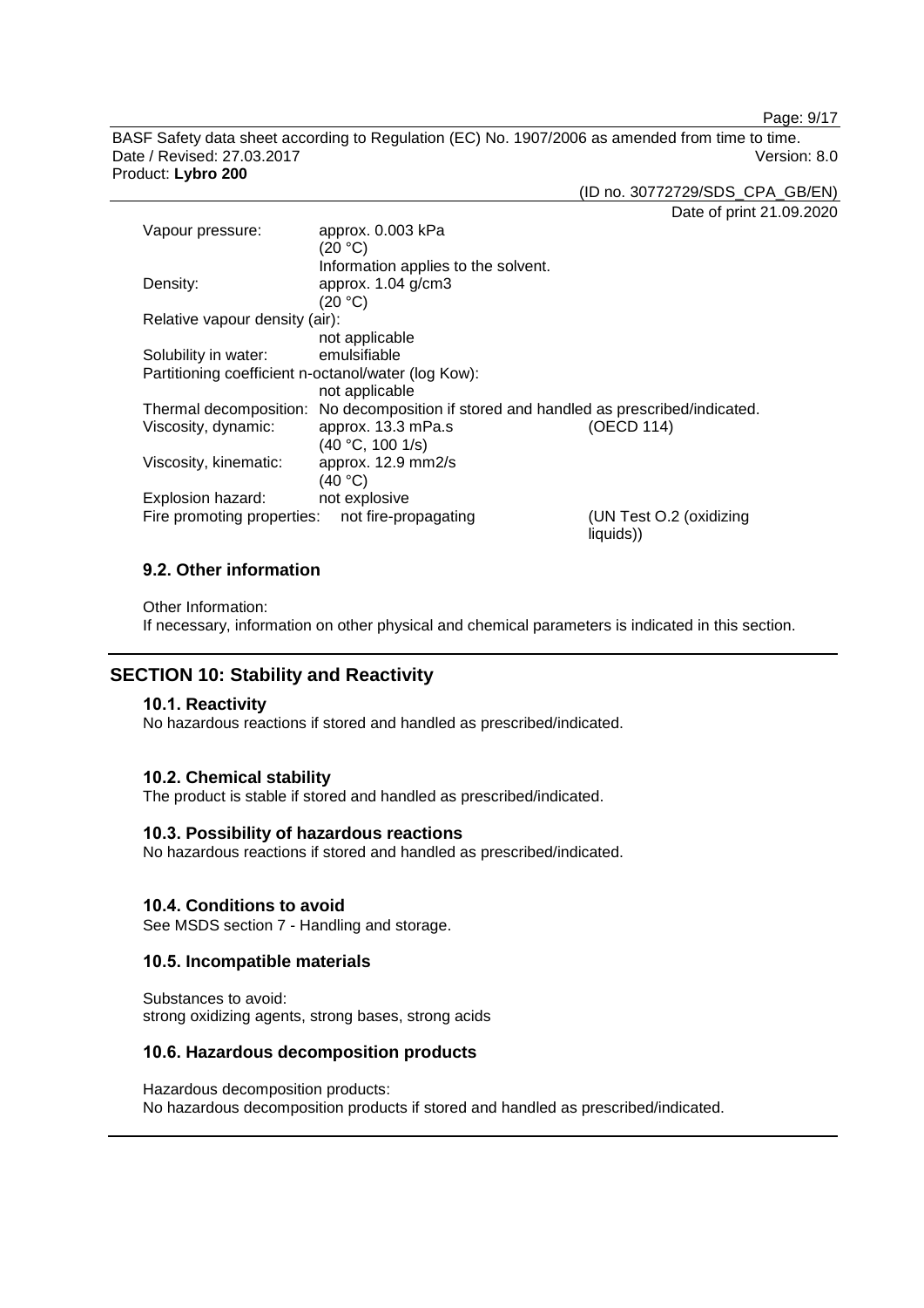| | | |
|---|---|---|
| Vapour pressure: | approx. 0.003 kPa (20 °C) Information applies to the solvent. | |
| Density: | approx. 1.04 g/cm3 (20 °C) | |
| Relative vapour density (air): | not applicable | |
| Solubility in water: | emulsifiable | |
| Partitioning coefficient n-octanol/water (log Kow): | not applicable | |
| Thermal decomposition: | No decomposition if stored and handled as prescribed/indicated. | |
| Viscosity, dynamic: | approx. 13.3 mPa.s (40 °C, 100 1/s) | (OECD 114) |
| Viscosity, kinematic: | approx. 12.9 mm2/s (40 °C) | |
| Explosion hazard: | not explosive | |
| Fire promoting properties: | not fire-propagating | (UN Test O.2 (oxidizing liquids)) |

### 9.2. Other information

Other Information:
If necessary, information on other physical and chemical parameters is indicated in this section.

## SECTION 10: Stability and Reactivity

### 10.1. Reactivity

No hazardous reactions if stored and handled as prescribed/indicated.

### 10.2. Chemical stability

The product is stable if stored and handled as prescribed/indicated.

### 10.3. Possibility of hazardous reactions

No hazardous reactions if stored and handled as prescribed/indicated.

### 10.4. Conditions to avoid

See MSDS section 7 - Handling and storage.

### 10.5. Incompatible materials

Substances to avoid:
strong oxidizing agents, strong bases, strong acids

### 10.6. Hazardous decomposition products

Hazardous decomposition products:
No hazardous decomposition products if stored and handled as prescribed/indicated.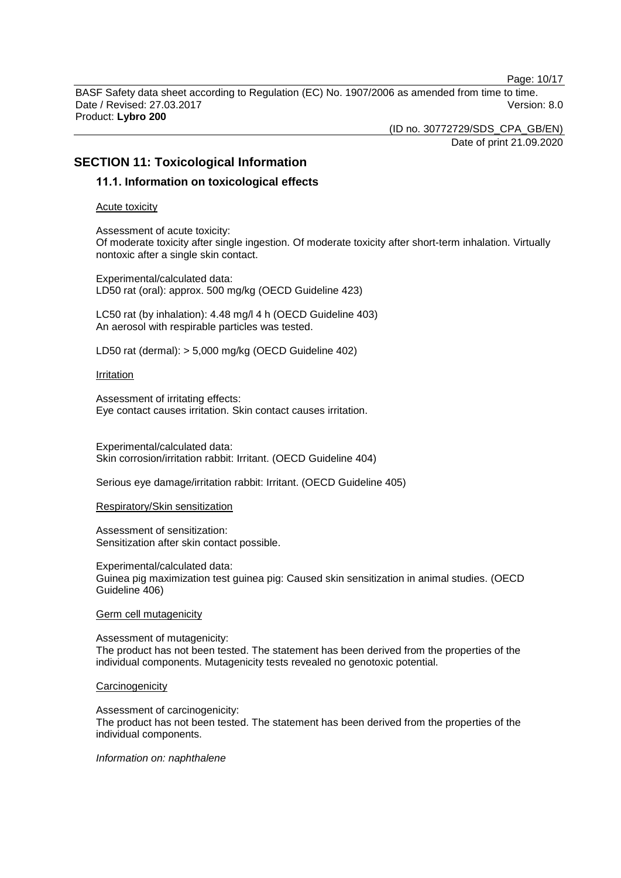## SECTION 11: Toxicological Information

### 11.1. Information on toxicological effects

Acute toxicity

Assessment of acute toxicity:
Of moderate toxicity after single ingestion. Of moderate toxicity after short-term inhalation. Virtually nontoxic after a single skin contact.

Experimental/calculated data:
LD50 rat (oral): approx. 500 mg/kg (OECD Guideline 423)

LC50 rat (by inhalation): 4.48 mg/l 4 h (OECD Guideline 403)
An aerosol with respirable particles was tested.

LD50 rat (dermal): > 5,000 mg/kg (OECD Guideline 402)

Irritation

Assessment of irritating effects:
Eye contact causes irritation. Skin contact causes irritation.

Experimental/calculated data:
Skin corrosion/irritation rabbit: Irritant. (OECD Guideline 404)

Serious eye damage/irritation rabbit: Irritant. (OECD Guideline 405)

Respiratory/Skin sensitization

Assessment of sensitization:
Sensitization after skin contact possible.

Experimental/calculated data:
Guinea pig maximization test guinea pig: Caused skin sensitization in animal studies. (OECD Guideline 406)

Germ cell mutagenicity

Assessment of mutagenicity:
The product has not been tested. The statement has been derived from the properties of the individual components. Mutagenicity tests revealed no genotoxic potential.

Carcinogenicity

Assessment of carcinogenicity:
The product has not been tested. The statement has been derived from the properties of the individual components.

*Information on: naphthalene*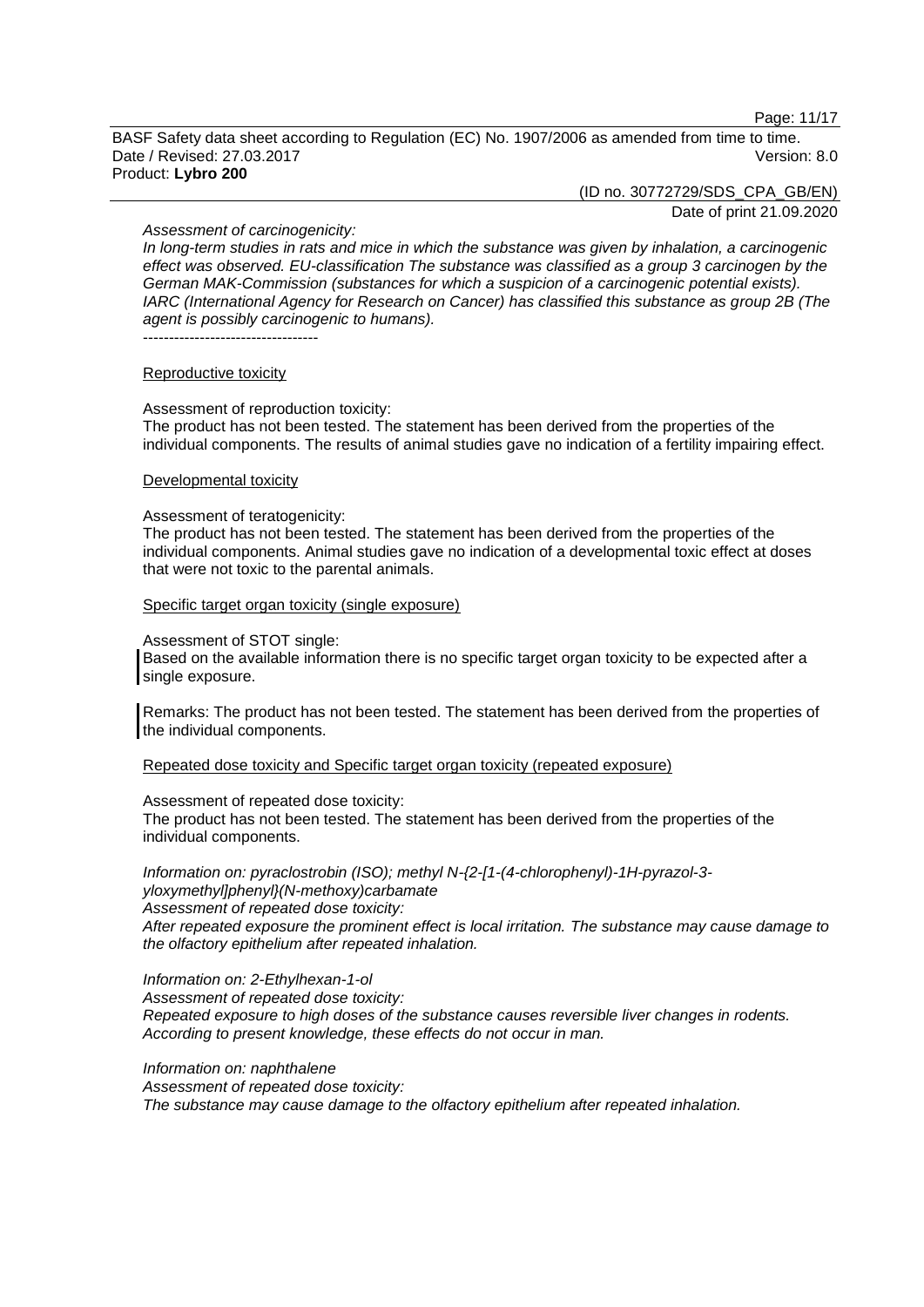*Assessment of carcinogenicity:*
*In long-term studies in rats and mice in which the substance was given by inhalation, a carcinogenic effect was observed. EU-classification The substance was classified as a group 3 carcinogen by the German MAK-Commission (substances for which a suspicion of a carcinogenic potential exists). IARC (International Agency for Research on Cancer) has classified this substance as group 2B (The agent is possibly carcinogenic to humans).*

----------------------------------

Reproductive toxicity

Assessment of reproduction toxicity:
The product has not been tested. The statement has been derived from the properties of the individual components. The results of animal studies gave no indication of a fertility impairing effect.

Developmental toxicity

Assessment of teratogenicity:
The product has not been tested. The statement has been derived from the properties of the individual components. Animal studies gave no indication of a developmental toxic effect at doses that were not toxic to the parental animals.

Specific target organ toxicity (single exposure)

Assessment of STOT single:
Based on the available information there is no specific target organ toxicity to be expected after a single exposure.

Remarks: The product has not been tested. The statement has been derived from the properties of the individual components.

Repeated dose toxicity and Specific target organ toxicity (repeated exposure)

Assessment of repeated dose toxicity:
The product has not been tested. The statement has been derived from the properties of the individual components.

*Information on: pyraclostrobin (ISO); methyl N-{2-[1-(4-chlorophenyl)-1H-pyrazol-3-yloxymethyl]phenyl}(N-methoxy)carbamate*
*Assessment of repeated dose toxicity:*
*After repeated exposure the prominent effect is local irritation. The substance may cause damage to the olfactory epithelium after repeated inhalation.*

*Information on: 2-Ethylhexan-1-ol*
*Assessment of repeated dose toxicity:*
*Repeated exposure to high doses of the substance causes reversible liver changes in rodents. According to present knowledge, these effects do not occur in man.*

*Information on: naphthalene*
*Assessment of repeated dose toxicity:*
*The substance may cause damage to the olfactory epithelium after repeated inhalation.*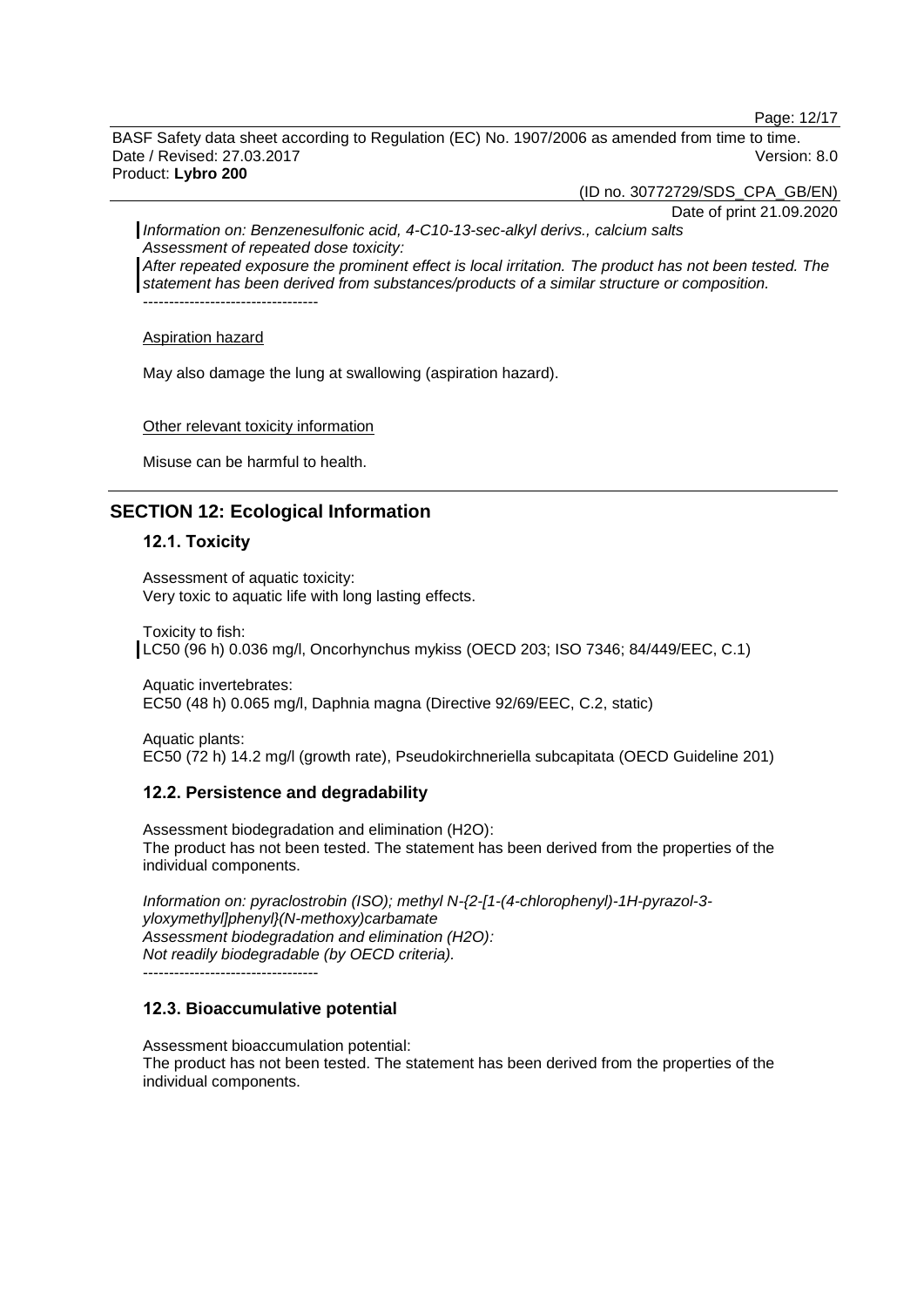*Information on: Benzenesulfonic acid, 4-C10-13-sec-alkyl derivs., calcium salts*
*Assessment of repeated dose toxicity:*
*After repeated exposure the prominent effect is local irritation. The product has not been tested. The statement has been derived from substances/products of a similar structure or composition.*
----------------------------------

Aspiration hazard

May also damage the lung at swallowing (aspiration hazard).

Other relevant toxicity information

Misuse can be harmful to health.

## SECTION 12: Ecological Information

### 12.1. Toxicity

Assessment of aquatic toxicity:
Very toxic to aquatic life with long lasting effects.

Toxicity to fish:
LC50 (96 h) 0.036 mg/l, Oncorhynchus mykiss (OECD 203; ISO 7346; 84/449/EEC, C.1)

Aquatic invertebrates:
EC50 (48 h) 0.065 mg/l, Daphnia magna (Directive 92/69/EEC, C.2, static)

Aquatic plants:
EC50 (72 h) 14.2 mg/l (growth rate), Pseudokirchneriella subcapitata (OECD Guideline 201)

### 12.2. Persistence and degradability

Assessment biodegradation and elimination (H2O):
The product has not been tested. The statement has been derived from the properties of the individual components.

*Information on: pyraclostrobin (ISO); methyl N-{2-[1-(4-chlorophenyl)-1H-pyrazol-3-yloxymethyl]phenyl}(N-methoxy)carbamate*
*Assessment biodegradation and elimination (H2O):*
*Not readily biodegradable (by OECD criteria).*
----------------------------------

### 12.3. Bioaccumulative potential

Assessment bioaccumulation potential:
The product has not been tested. The statement has been derived from the properties of the individual components.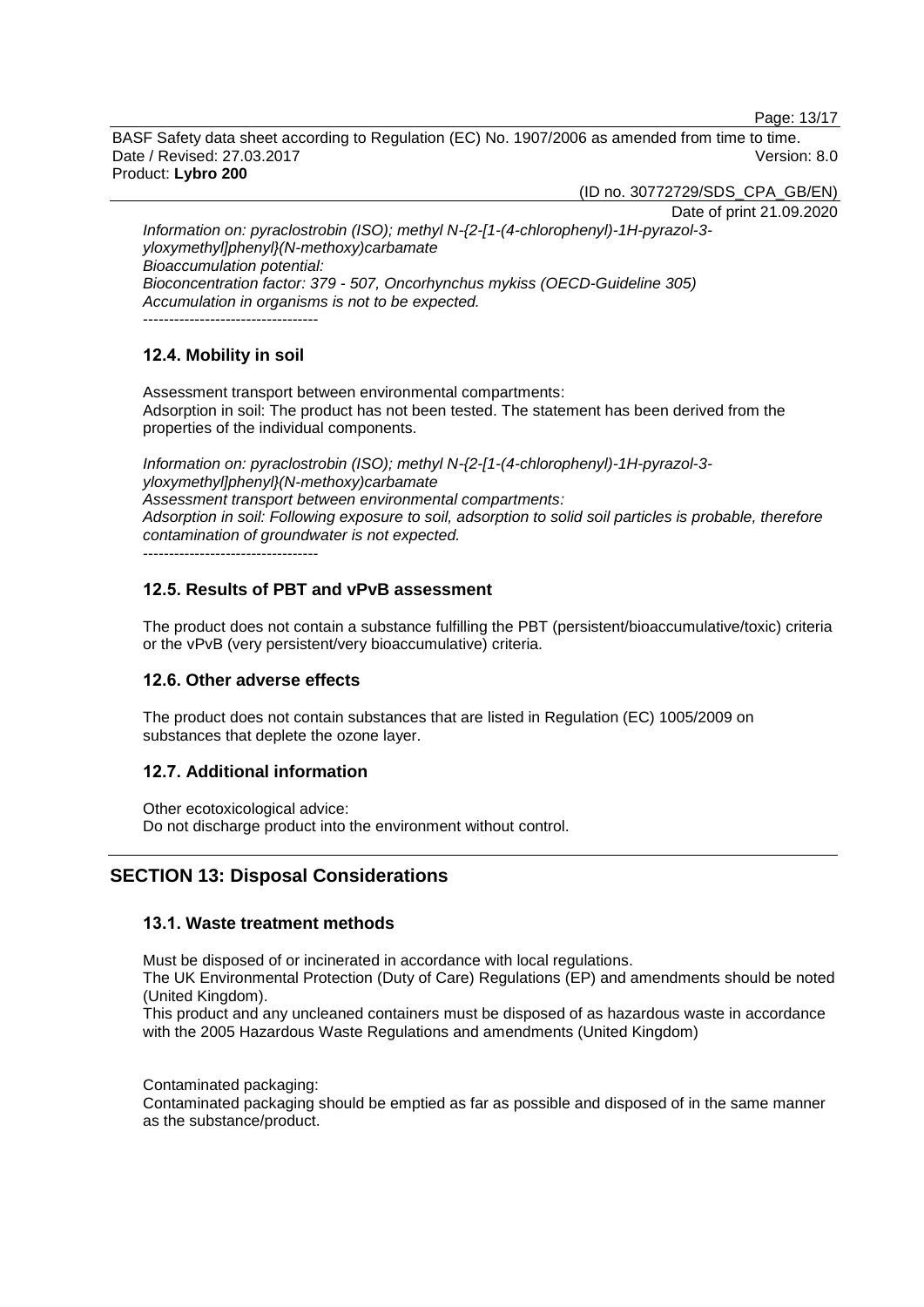*Information on: pyraclostrobin (ISO); methyl N-{2-[1-(4-chlorophenyl)-1H-pyrazol-3-yloxymethyl]phenyl}(N-methoxy)carbamate*
*Bioaccumulation potential:*
*Bioconcentration factor: 379 - 507, Oncorhynchus mykiss (OECD-Guideline 305)*
*Accumulation in organisms is not to be expected.*
----------------------------------

### 12.4. Mobility in soil

Assessment transport between environmental compartments:
Adsorption in soil: The product has not been tested. The statement has been derived from the properties of the individual components.

*Information on: pyraclostrobin (ISO); methyl N-{2-[1-(4-chlorophenyl)-1H-pyrazol-3-yloxymethyl]phenyl}(N-methoxy)carbamate*
*Assessment transport between environmental compartments:*
*Adsorption in soil: Following exposure to soil, adsorption to solid soil particles is probable, therefore contamination of groundwater is not expected.*
----------------------------------

### 12.5. Results of PBT and vPvB assessment

The product does not contain a substance fulfilling the PBT (persistent/bioaccumulative/toxic) criteria or the vPvB (very persistent/very bioaccumulative) criteria.

### 12.6. Other adverse effects

The product does not contain substances that are listed in Regulation (EC) 1005/2009 on substances that deplete the ozone layer.

### 12.7. Additional information

Other ecotoxicological advice:
Do not discharge product into the environment without control.

## SECTION 13: Disposal Considerations

### 13.1. Waste treatment methods

Must be disposed of or incinerated in accordance with local regulations.
The UK Environmental Protection (Duty of Care) Regulations (EP) and amendments should be noted (United Kingdom).
This product and any uncleaned containers must be disposed of as hazardous waste in accordance with the 2005 Hazardous Waste Regulations and amendments (United Kingdom)

Contaminated packaging:
Contaminated packaging should be emptied as far as possible and disposed of in the same manner as the substance/product.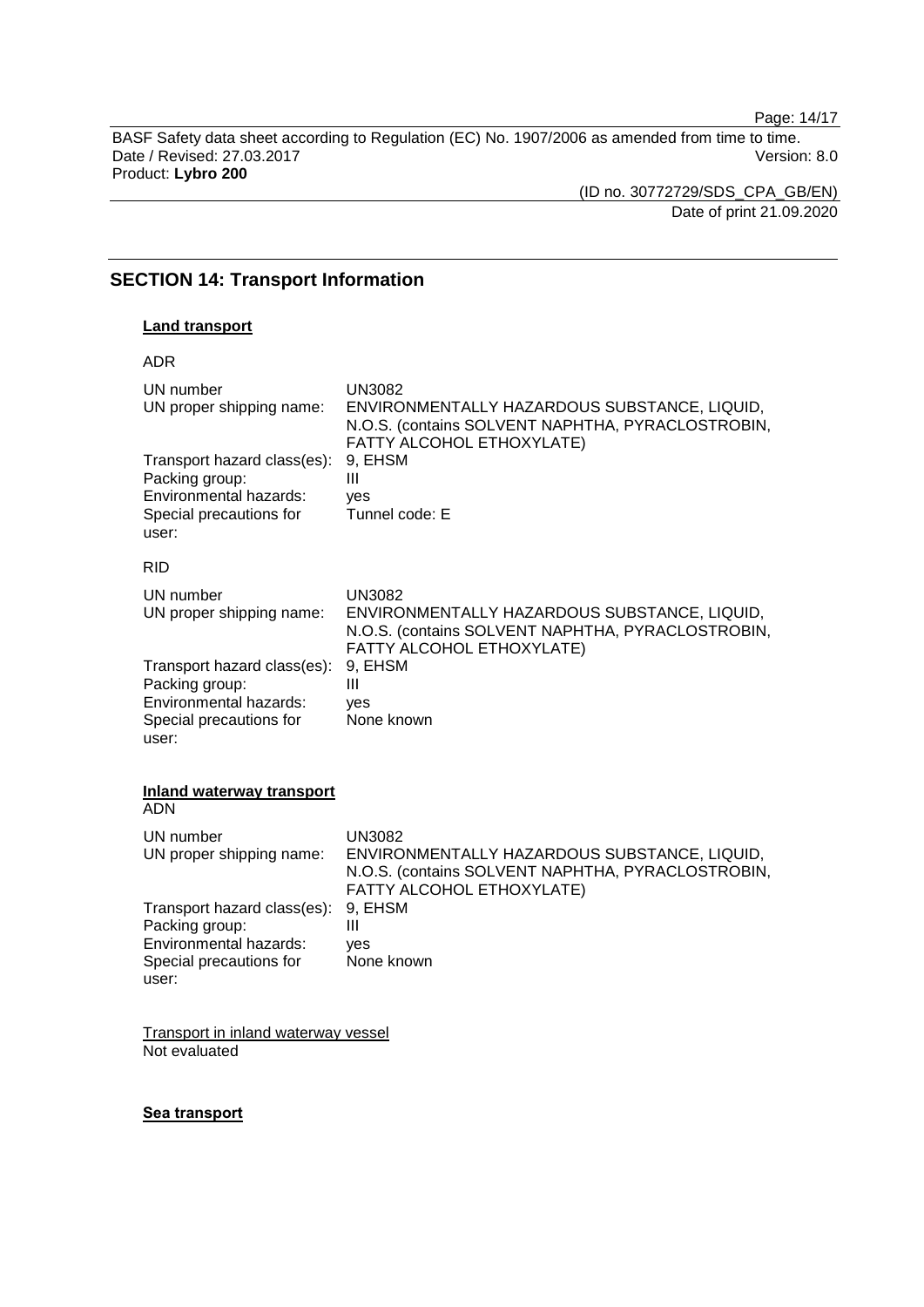## SECTION 14: Transport Information

### Land transport

ADR

| | |
|---|---|
| UN number | UN3082 |
| UN proper shipping name: | ENVIRONMENTALLY HAZARDOUS SUBSTANCE, LIQUID, N.O.S. (contains SOLVENT NAPHTHA, PYRACLOSTROBIN, FATTY ALCOHOL ETHOXYLATE) |
| Transport hazard class(es): | 9, EHSM |
| Packing group: | III |
| Environmental hazards: | yes |
| Special precautions for user: | Tunnel code: E |

RID

| | |
|---|---|
| UN number | UN3082 |
| UN proper shipping name: | ENVIRONMENTALLY HAZARDOUS SUBSTANCE, LIQUID, N.O.S. (contains SOLVENT NAPHTHA, PYRACLOSTROBIN, FATTY ALCOHOL ETHOXYLATE) |
| Transport hazard class(es): | 9, EHSM |
| Packing group: | III |
| Environmental hazards: | yes |
| Special precautions for user: | None known |

### Inland waterway transport

ADN

| | |
|---|---|
| UN number | UN3082 |
| UN proper shipping name: | ENVIRONMENTALLY HAZARDOUS SUBSTANCE, LIQUID, N.O.S. (contains SOLVENT NAPHTHA, PYRACLOSTROBIN, FATTY ALCOHOL ETHOXYLATE) |
| Transport hazard class(es): | 9, EHSM |
| Packing group: | III |
| Environmental hazards: | yes |
| Special precautions for user: | None known |

Transport in inland waterway vessel

Not evaluated

### Sea transport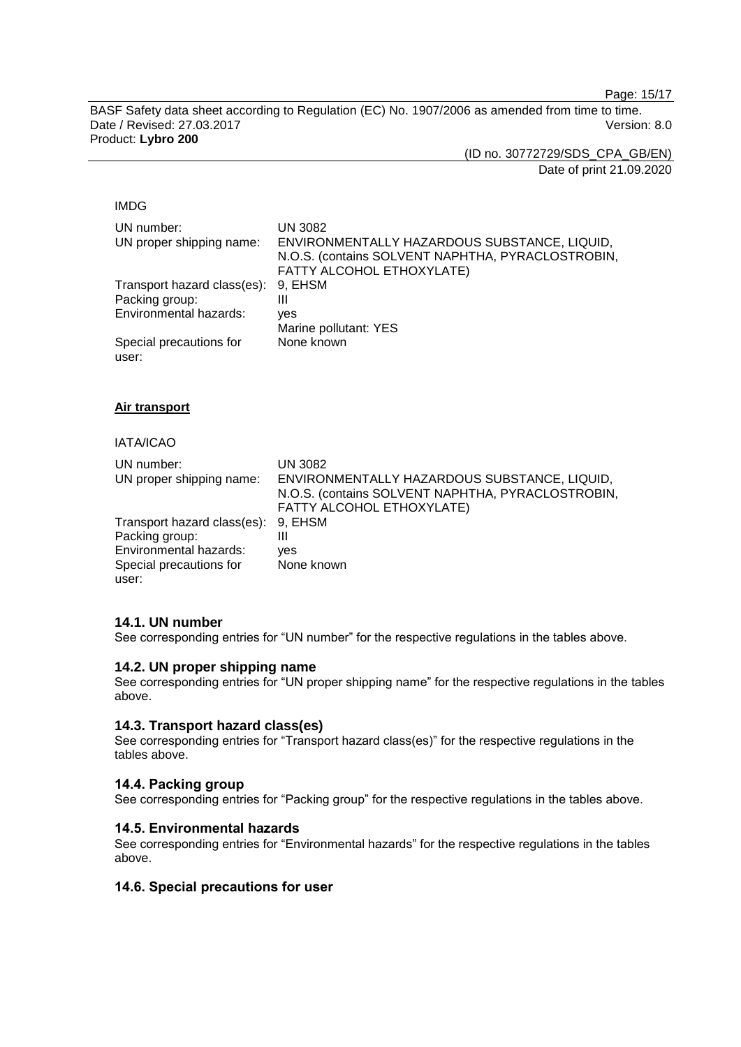IMDG

| | |
|---|---|
| UN number: | UN 3082 |
| UN proper shipping name: | ENVIRONMENTALLY HAZARDOUS SUBSTANCE, LIQUID, N.O.S. (contains SOLVENT NAPHTHA, PYRACLOSTROBIN, FATTY ALCOHOL ETHOXYLATE) |
| Transport hazard class(es): | 9, EHSM |
| Packing group: | III |
| Environmental hazards: | yes<br>Marine pollutant: YES |
| Special precautions for user: | None known |

**Air transport**

IATA/ICAO

| | |
|---|---|
| UN number: | UN 3082 |
| UN proper shipping name: | ENVIRONMENTALLY HAZARDOUS SUBSTANCE, LIQUID, N.O.S. (contains SOLVENT NAPHTHA, PYRACLOSTROBIN, FATTY ALCOHOL ETHOXYLATE) |
| Transport hazard class(es): | 9, EHSM |
| Packing group: | III |
| Environmental hazards: | yes |
| Special precautions for user: | None known |

### 14.1. UN number

See corresponding entries for “UN number” for the respective regulations in the tables above.

### 14.2. UN proper shipping name

See corresponding entries for “UN proper shipping name” for the respective regulations in the tables above.

### 14.3. Transport hazard class(es)

See corresponding entries for “Transport hazard class(es)” for the respective regulations in the tables above.

### 14.4. Packing group

See corresponding entries for “Packing group” for the respective regulations in the tables above.

### 14.5. Environmental hazards

See corresponding entries for “Environmental hazards” for the respective regulations in the tables above.

### 14.6. Special precautions for user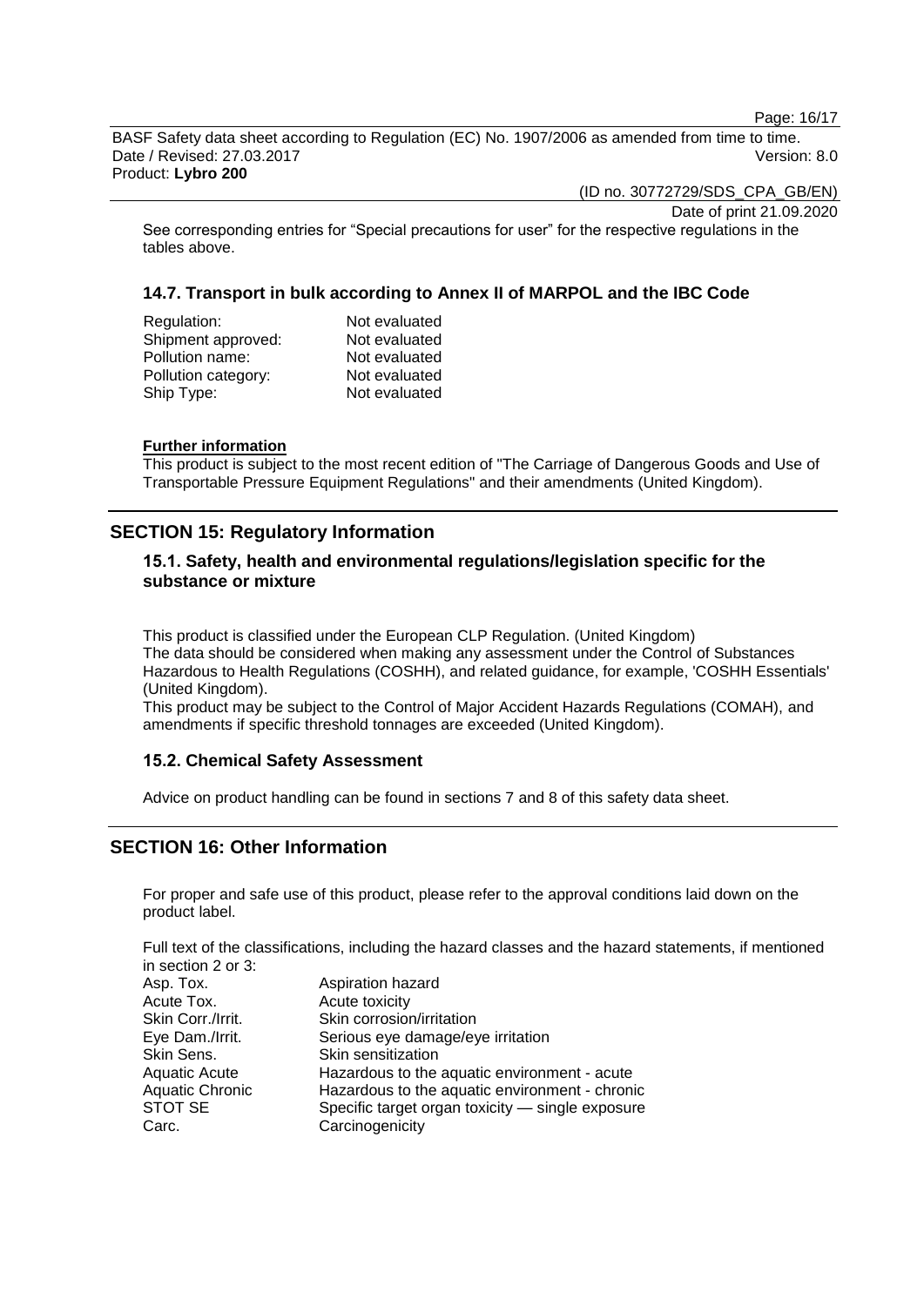See corresponding entries for “Special precautions for user” for the respective regulations in the tables above.

### 14.7. Transport in bulk according to Annex II of MARPOL and the IBC Code

| | |
|---|---|
| Regulation: | Not evaluated |
| Shipment approved: | Not evaluated |
| Pollution name: | Not evaluated |
| Pollution category: | Not evaluated |
| Ship Type: | Not evaluated |

**Further information**

This product is subject to the most recent edition of "The Carriage of Dangerous Goods and Use of Transportable Pressure Equipment Regulations" and their amendments (United Kingdom).

## SECTION 15: Regulatory Information

### 15.1. Safety, health and environmental regulations/legislation specific for the substance or mixture

This product is classified under the European CLP Regulation. (United Kingdom)
The data should be considered when making any assessment under the Control of Substances Hazardous to Health Regulations (COSHH), and related guidance, for example, 'COSHH Essentials' (United Kingdom).
This product may be subject to the Control of Major Accident Hazards Regulations (COMAH), and amendments if specific threshold tonnages are exceeded (United Kingdom).

### 15.2. Chemical Safety Assessment

Advice on product handling can be found in sections 7 and 8 of this safety data sheet.

## SECTION 16: Other Information

For proper and safe use of this product, please refer to the approval conditions laid down on the product label.

Full text of the classifications, including the hazard classes and the hazard statements, if mentioned in section 2 or 3:

| | |
|---|---|
| Asp. Tox. | Aspiration hazard |
| Acute Tox. | Acute toxicity |
| Skin Corr./Irrit. | Skin corrosion/irritation |
| Eye Dam./Irrit. | Serious eye damage/eye irritation |
| Skin Sens. | Skin sensitization |
| Aquatic Acute | Hazardous to the aquatic environment - acute |
| Aquatic Chronic | Hazardous to the aquatic environment - chronic |
| STOT SE | Specific target organ toxicity — single exposure |
| Carc. | Carcinogenicity |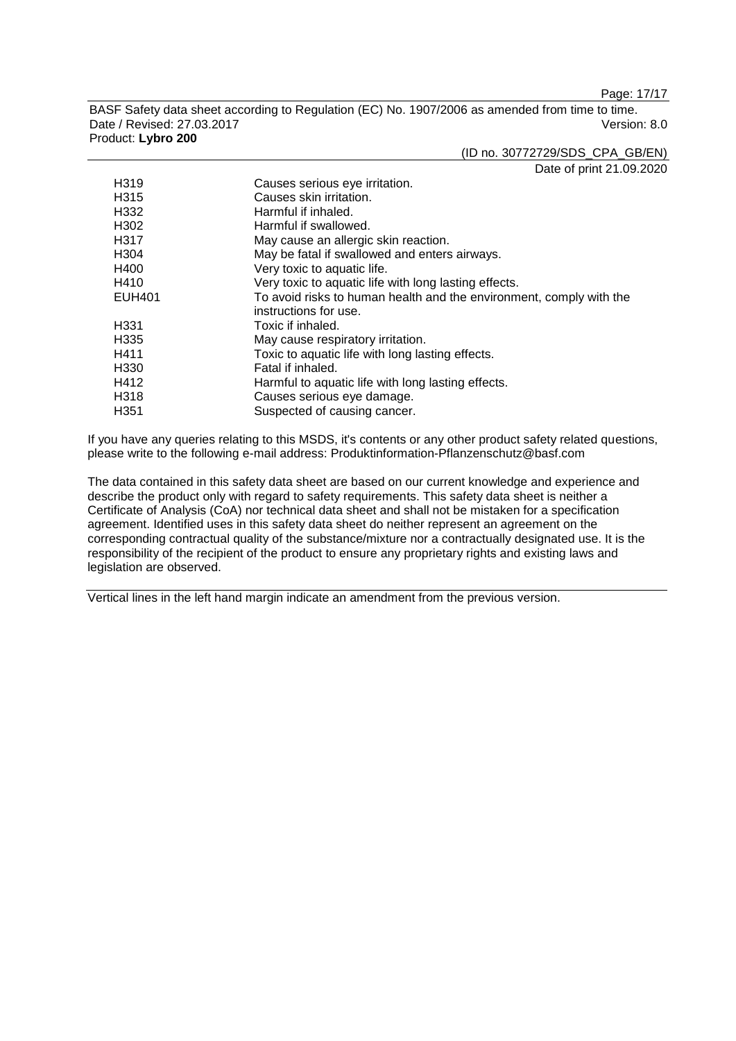| | |
|---|---|
| H319 | Causes serious eye irritation. |
| H315 | Causes skin irritation. |
| H332 | Harmful if inhaled. |
| H302 | Harmful if swallowed. |
| H317 | May cause an allergic skin reaction. |
| H304 | May be fatal if swallowed and enters airways. |
| H400 | Very toxic to aquatic life. |
| H410 | Very toxic to aquatic life with long lasting effects. |
| EUH401 | To avoid risks to human health and the environment, comply with the instructions for use. |
| H331 | Toxic if inhaled. |
| H335 | May cause respiratory irritation. |
| H411 | Toxic to aquatic life with long lasting effects. |
| H330 | Fatal if inhaled. |
| H412 | Harmful to aquatic life with long lasting effects. |
| H318 | Causes serious eye damage. |
| H351 | Suspected of causing cancer. |

If you have any queries relating to this MSDS, it's contents or any other product safety related questions, please write to the following e-mail address: Produktinformation-Pflanzenschutz@basf.com

The data contained in this safety data sheet are based on our current knowledge and experience and describe the product only with regard to safety requirements. This safety data sheet is neither a Certificate of Analysis (CoA) nor technical data sheet and shall not be mistaken for a specification agreement. Identified uses in this safety data sheet do neither represent an agreement on the corresponding contractual quality of the substance/mixture nor a contractually designated use. It is the responsibility of the recipient of the product to ensure any proprietary rights and existing laws and legislation are observed.

---

Vertical lines in the left hand margin indicate an amendment from the previous version.